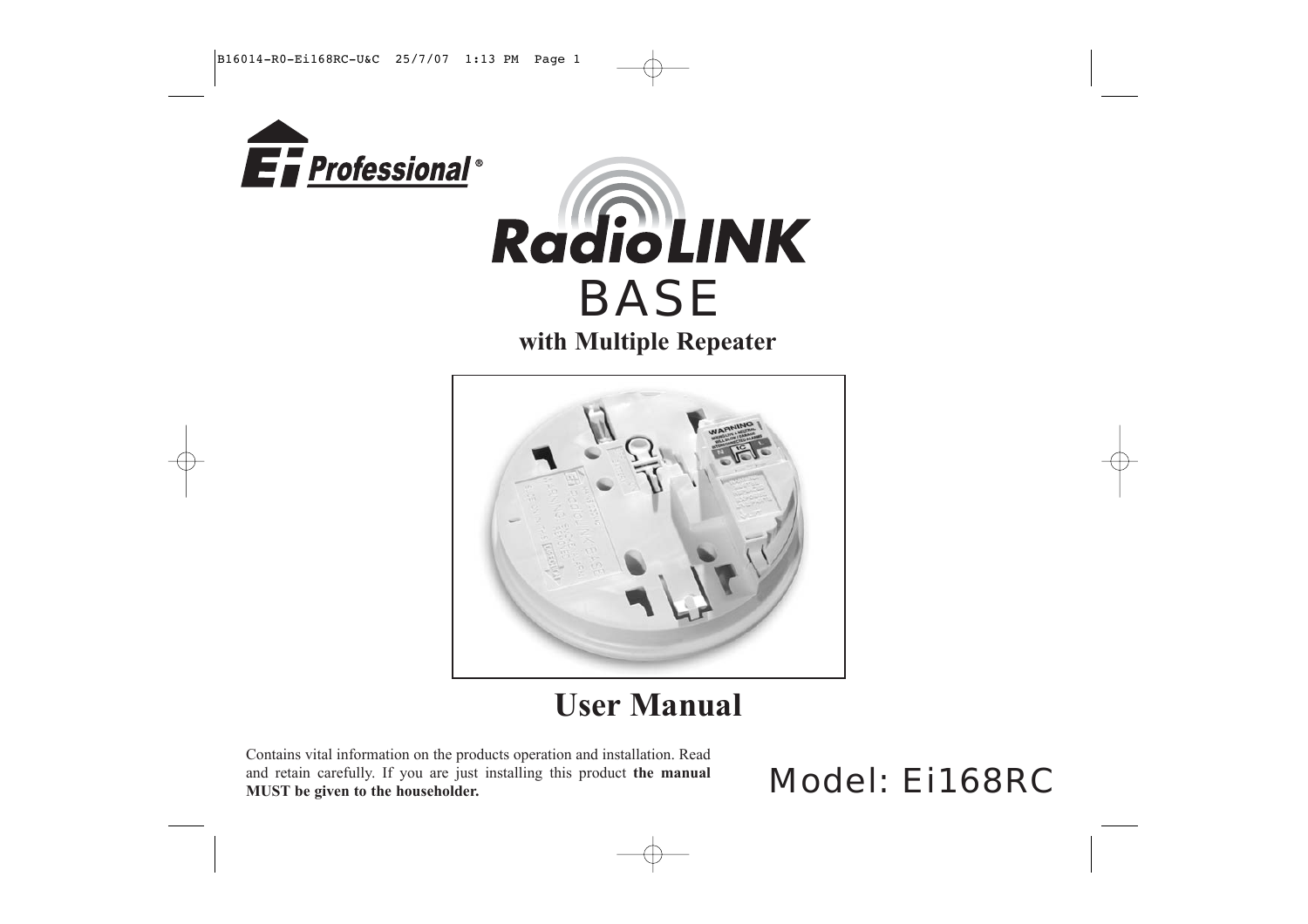Ei Professional®

# RadioLINK

# BASE

## with Multiple Repeater

# User Manual

Contains vital information on the products operation and installation. Read and retain carefully. If you are just installing this product **the manual MUST be given to the householder.**

Model: Ei168RC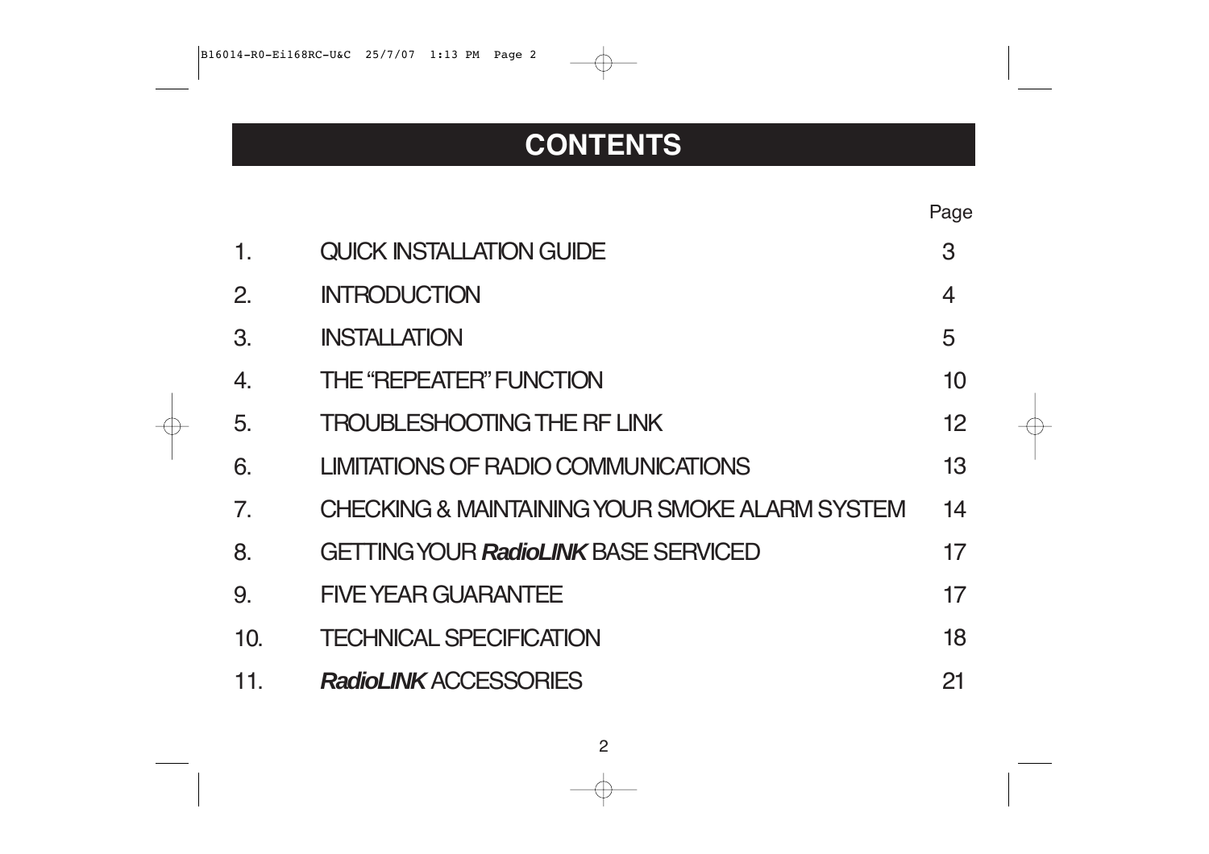# CONTENTS

| | | Page |
|---|---|---|
| 1. | QUICK INSTALLATION GUIDE | 3 |
| 2. | INTRODUCTION | 4 |
| 3. | INSTALLATION | 5 |
| 4. | THE "REPEATER" FUNCTION | 10 |
| 5. | TROUBLESHOOTING THE RF LINK | 12 |
| 6. | LIMITATIONS OF RADIO COMMUNICATIONS | 13 |
| 7. | CHECKING & MAINTAINING YOUR SMOKE ALARM SYSTEM | 14 |
| 8. | GETTING YOUR ***RadioLINK*** BASE SERVICED | 17 |
| 9. | FIVE YEAR GUARANTEE | 17 |
| 10. | TECHNICAL SPECIFICATION | 18 |
| 11. | ***RadioLINK*** ACCESSORIES | 21 |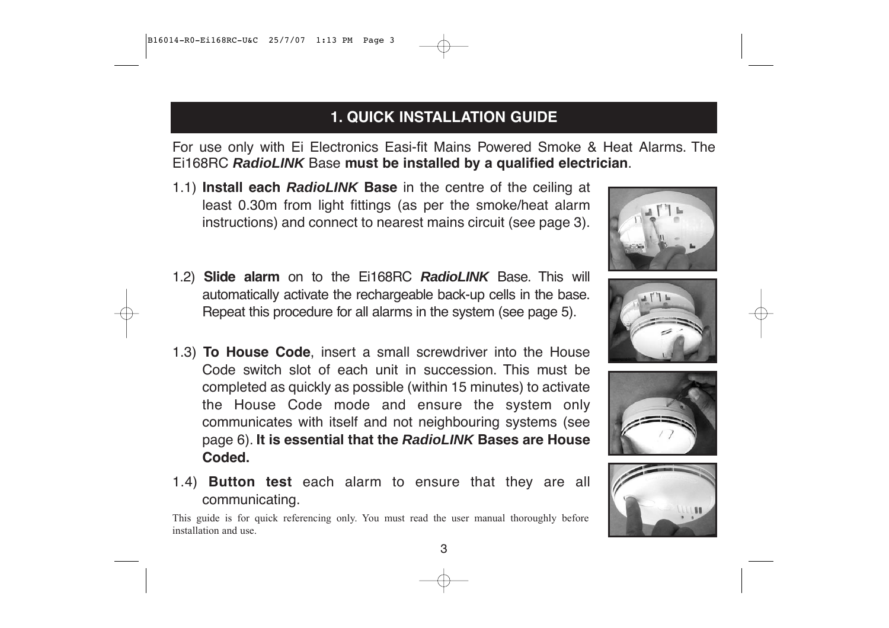# 1. QUICK INSTALLATION GUIDE

For use only with Ei Electronics Easi-fit Mains Powered Smoke & Heat Alarms. The Ei168RC ***RadioLINK*** Base **must be installed by a qualified electrician**.

1.1) **Install each *RadioLINK* Base** in the centre of the ceiling at least 0.30m from light fittings (as per the smoke/heat alarm instructions) and connect to nearest mains circuit (see page 3).

1.2) **Slide alarm** on to the Ei168RC ***RadioLINK*** Base. This will automatically activate the rechargeable back-up cells in the base. Repeat this procedure for all alarms in the system (see page 5).

1.3) **To House Code**, insert a small screwdriver into the House Code switch slot of each unit in succession. This must be completed as quickly as possible (within 15 minutes) to activate the House Code mode and ensure the system only communicates with itself and not neighbouring systems (see page 6). **It is essential that the *RadioLINK* Bases are House Coded.**

1.4) **Button test** each alarm to ensure that they are all communicating.

This guide is for quick referencing only. You must read the user manual thoroughly before installation and use.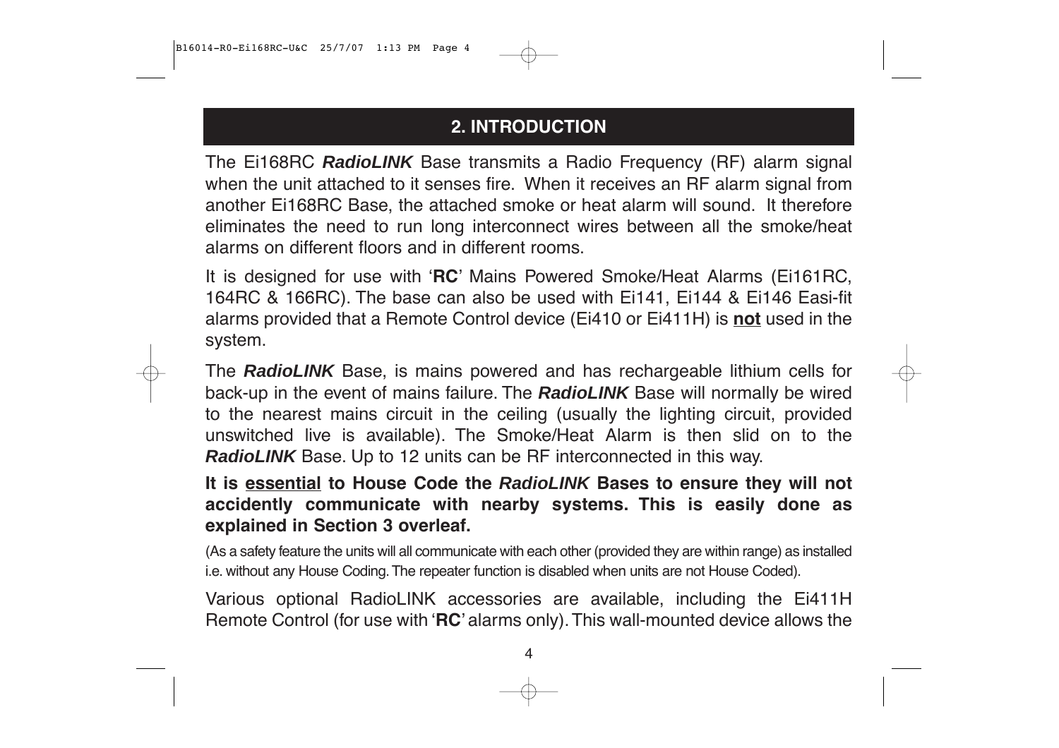## 2. INTRODUCTION

The Ei168RC ***RadioLINK*** Base transmits a Radio Frequency (RF) alarm signal when the unit attached to it senses fire. When it receives an RF alarm signal from another Ei168RC Base, the attached smoke or heat alarm will sound. It therefore eliminates the need to run long interconnect wires between all the smoke/heat alarms on different floors and in different rooms.

It is designed for use with '**RC**' Mains Powered Smoke/Heat Alarms (Ei161RC, 164RC & 166RC). The base can also be used with Ei141, Ei144 & Ei146 Easi-fit alarms provided that a Remote Control device (Ei410 or Ei411H) is **<u>not</u>** used in the system.

The ***RadioLINK*** Base, is mains powered and has rechargeable lithium cells for back-up in the event of mains failure. The ***RadioLINK*** Base will normally be wired to the nearest mains circuit in the ceiling (usually the lighting circuit, provided unswitched live is available). The Smoke/Heat Alarm is then slid on to the ***RadioLINK*** Base. Up to 12 units can be RF interconnected in this way.

**It is <u>essential</u> to House Code the *RadioLINK* Bases to ensure they will not accidently communicate with nearby systems. This is easily done as explained in Section 3 overleaf.**

(As a safety feature the units will all communicate with each other (provided they are within range) as installed i.e. without any House Coding. The repeater function is disabled when units are not House Coded).

Various optional RadioLINK accessories are available, including the Ei411H Remote Control (for use with '**RC**' alarms only). This wall-mounted device allows the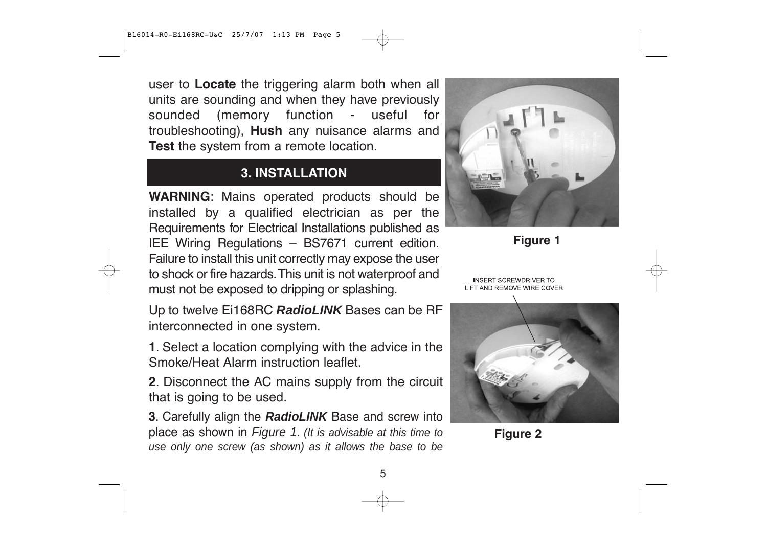user to **Locate** the triggering alarm both when all units are sounding and when they have previously sounded (memory function - useful for troubleshooting), **Hush** any nuisance alarms and **Test** the system from a remote location.

## 3. INSTALLATION

**WARNING**: Mains operated products should be installed by a qualified electrician as per the Requirements for Electrical Installations published as IEE Wiring Regulations – BS7671 current edition. Failure to install this unit correctly may expose the user to shock or fire hazards. This unit is not waterproof and must not be exposed to dripping or splashing.

Up to twelve Ei168RC ***RadioLINK*** Bases can be RF interconnected in one system.

**1**. Select a location complying with the advice in the Smoke/Heat Alarm instruction leaflet.

**2**. Disconnect the AC mains supply from the circuit that is going to be used.

**3**. Carefully align the ***RadioLINK*** Base and screw into place as shown in *Figure 1*. *(It is advisable at this time to use only one screw (as shown) as it allows the base to be*

**Figure 1**

INSERT SCREWDRIVER TO LIFT AND REMOVE WIRE COVER

**Figure 2**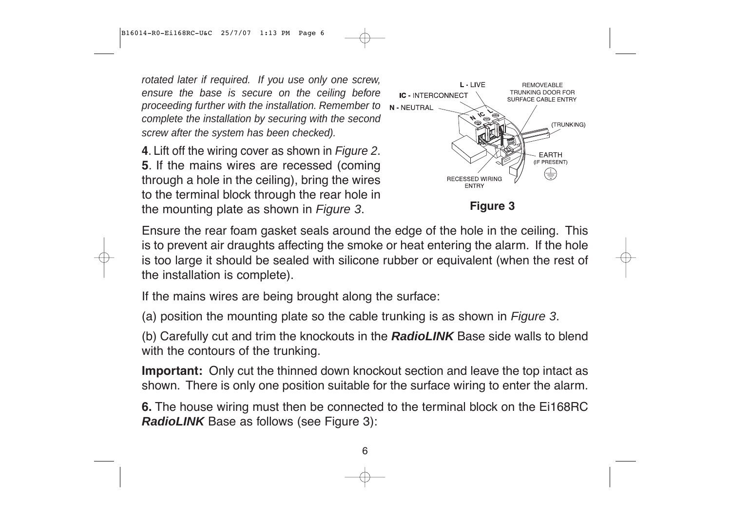*rotated later if required. If you use only one screw, ensure the base is secure on the ceiling before proceeding further with the installation. Remember to complete the installation by securing with the second screw after the system has been checked).*

**4**. Lift off the wiring cover as shown in *Figure 2*.

**5**. If the mains wires are recessed (coming through a hole in the ceiling), bring the wires to the terminal block through the rear hole in the mounting plate as shown in *Figure 3*.

L - LIVE

IC - INTERCONNECT

N - NEUTRAL

REMOVEABLE TRUNKING DOOR FOR SURFACE CABLE ENTRY

(TRUNKING)

EARTH (IF PRESENT)

RECESSED WIRING ENTRY

**Figure 3**

Ensure the rear foam gasket seals around the edge of the hole in the ceiling. This is to prevent air draughts affecting the smoke or heat entering the alarm. If the hole is too large it should be sealed with silicone rubber or equivalent (when the rest of the installation is complete).

If the mains wires are being brought along the surface:

(a) position the mounting plate so the cable trunking is as shown in *Figure 3*.

(b) Carefully cut and trim the knockouts in the ***RadioLINK*** Base side walls to blend with the contours of the trunking.

**Important:** Only cut the thinned down knockout section and leave the top intact as shown. There is only one position suitable for the surface wiring to enter the alarm.

**6.** The house wiring must then be connected to the terminal block on the Ei168RC ***RadioLINK*** Base as follows (see Figure 3):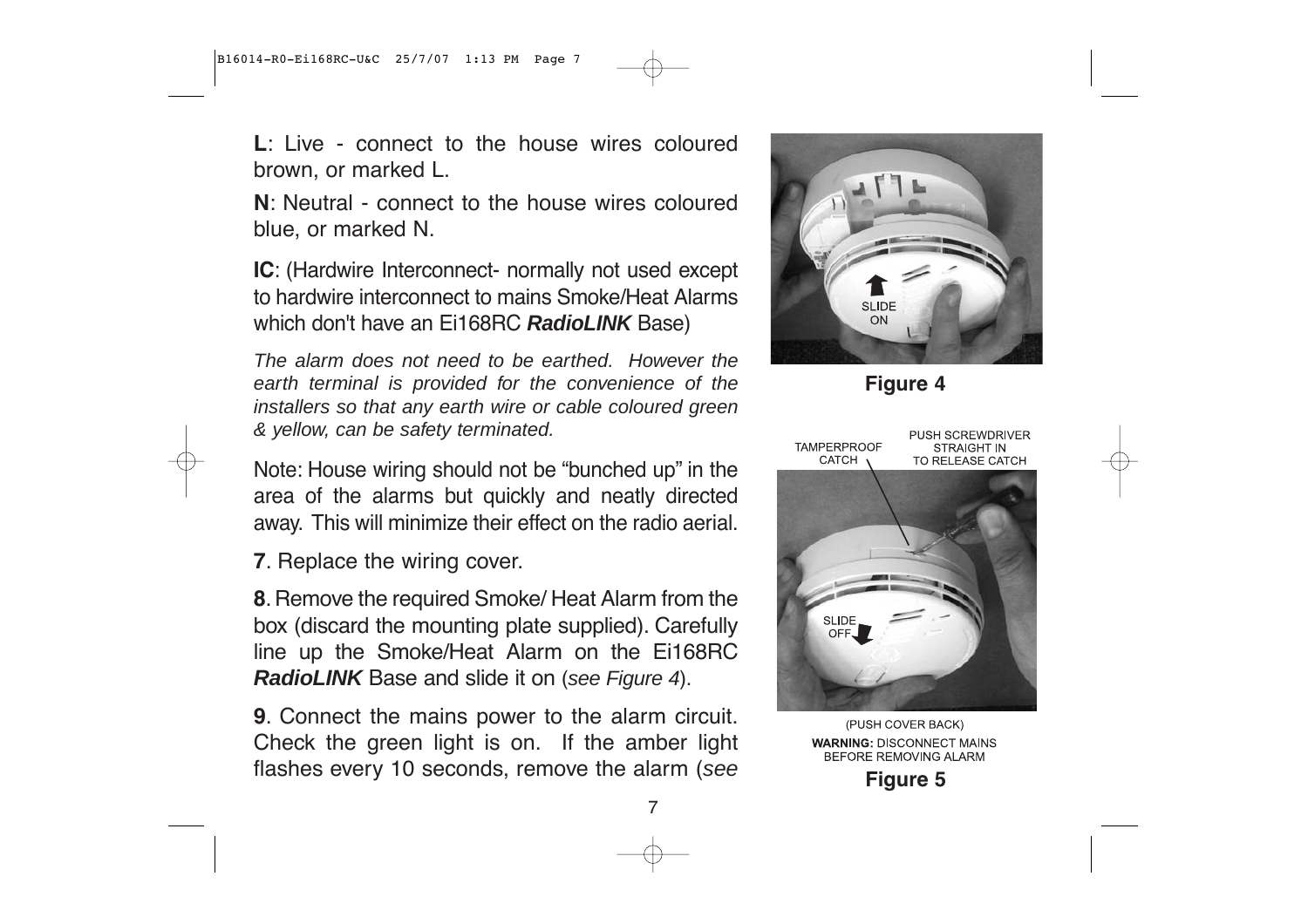**L**: Live - connect to the house wires coloured brown, or marked L.

**N**: Neutral - connect to the house wires coloured blue, or marked N.

**IC**: (Hardwire Interconnect- normally not used except to hardwire interconnect to mains Smoke/Heat Alarms which don't have an Ei168RC ***RadioLINK*** Base)

*The alarm does not need to be earthed. However the earth terminal is provided for the convenience of the installers so that any earth wire or cable coloured green & yellow, can be safety terminated.*

Note: House wiring should not be "bunched up" in the area of the alarms but quickly and neatly directed away. This will minimize their effect on the radio aerial.

**7**. Replace the wiring cover.

**8**. Remove the required Smoke/ Heat Alarm from the box (discard the mounting plate supplied). Carefully line up the Smoke/Heat Alarm on the Ei168RC ***RadioLINK*** Base and slide it on (*see Figure 4*).

**9**. Connect the mains power to the alarm circuit. Check the green light is on. If the amber light flashes every 10 seconds, remove the alarm (*see*

SLIDE ON

**Figure 4**

TAMPERPROOF CATCH

PUSH SCREWDRIVER STRAIGHT IN TO RELEASE CATCH

SLIDE OFF

(PUSH COVER BACK)

**WARNING:** DISCONNECT MAINS BEFORE REMOVING ALARM

**Figure 5**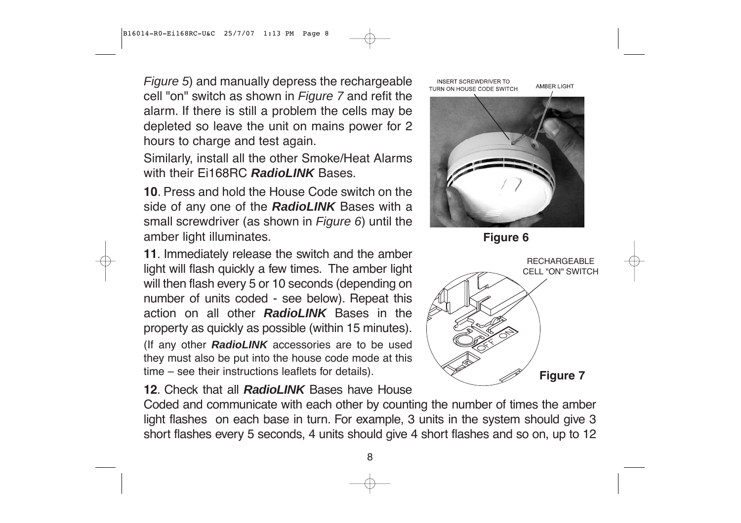*Figure 5*) and manually depress the rechargeable cell "on" switch as shown in *Figure 7* and refit the alarm. If there is still a problem the cells may be depleted so leave the unit on mains power for 2 hours to charge and test again.

Similarly, install all the other Smoke/Heat Alarms with their Ei168RC ***RadioLINK*** Bases.

**10**. Press and hold the House Code switch on the side of any one of the ***RadioLINK*** Bases with a small screwdriver (as shown in *Figure 6*) until the amber light illuminates.

INSERT SCREWDRIVER TO TURN ON HOUSE CODE SWITCH

AMBER LIGHT

**Figure 6**

**11**. Immediately release the switch and the amber light will flash quickly a few times. The amber light will then flash every 5 or 10 seconds (depending on number of units coded - see below). Repeat this action on all other ***RadioLINK*** Bases in the property as quickly as possible (within 15 minutes). (If any other ***RadioLINK*** accessories are to be used they must also be put into the house code mode at this time – see their instructions leaflets for details).

RECHARGEABLE CELL "ON" SWITCH

**Figure 7**

**12**. Check that all ***RadioLINK*** Bases have House Coded and communicate with each other by counting the number of times the amber light flashes on each base in turn. For example, 3 units in the system should give 3 short flashes every 5 seconds, 4 units should give 4 short flashes and so on, up to 12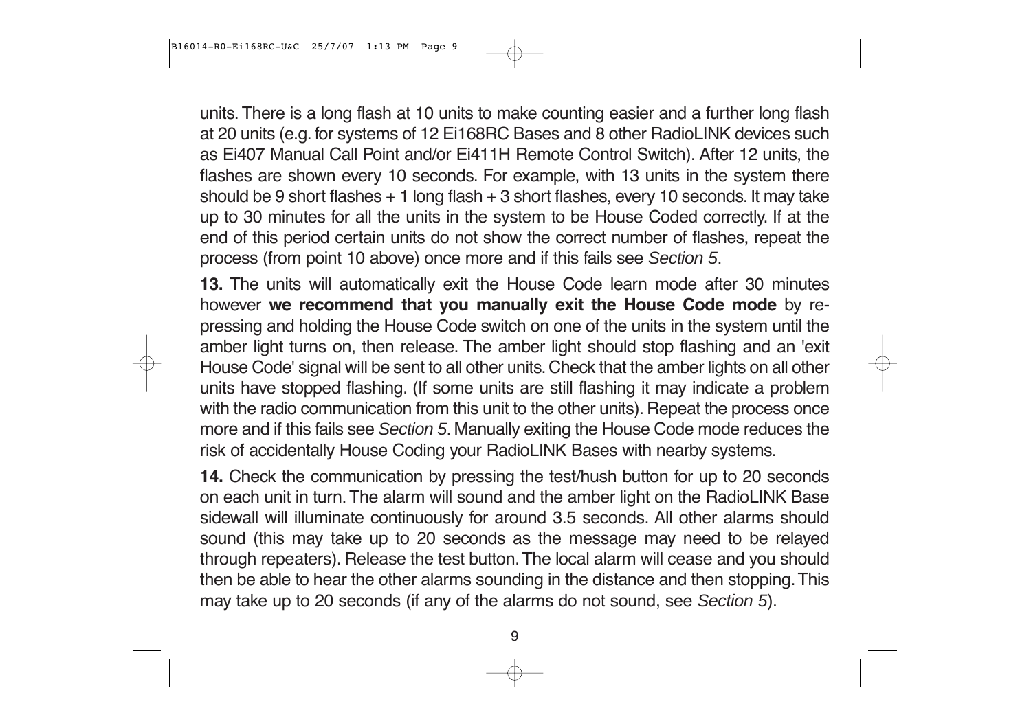units. There is a long flash at 10 units to make counting easier and a further long flash at 20 units (e.g. for systems of 12 Ei168RC Bases and 8 other RadioLINK devices such as Ei407 Manual Call Point and/or Ei411H Remote Control Switch). After 12 units, the flashes are shown every 10 seconds. For example, with 13 units in the system there should be 9 short flashes + 1 long flash + 3 short flashes, every 10 seconds. It may take up to 30 minutes for all the units in the system to be House Coded correctly. If at the end of this period certain units do not show the correct number of flashes, repeat the process (from point 10 above) once more and if this fails see *Section 5*.

**13.** The units will automatically exit the House Code learn mode after 30 minutes however **we recommend that you manually exit the House Code mode** by re-pressing and holding the House Code switch on one of the units in the system until the amber light turns on, then release. The amber light should stop flashing and an 'exit House Code' signal will be sent to all other units. Check that the amber lights on all other units have stopped flashing. (If some units are still flashing it may indicate a problem with the radio communication from this unit to the other units). Repeat the process once more and if this fails see *Section 5*. Manually exiting the House Code mode reduces the risk of accidentally House Coding your RadioLINK Bases with nearby systems.

**14.** Check the communication by pressing the test/hush button for up to 20 seconds on each unit in turn. The alarm will sound and the amber light on the RadioLINK Base sidewall will illuminate continuously for around 3.5 seconds. All other alarms should sound (this may take up to 20 seconds as the message may need to be relayed through repeaters). Release the test button. The local alarm will cease and you should then be able to hear the other alarms sounding in the distance and then stopping. This may take up to 20 seconds (if any of the alarms do not sound, see *Section 5*).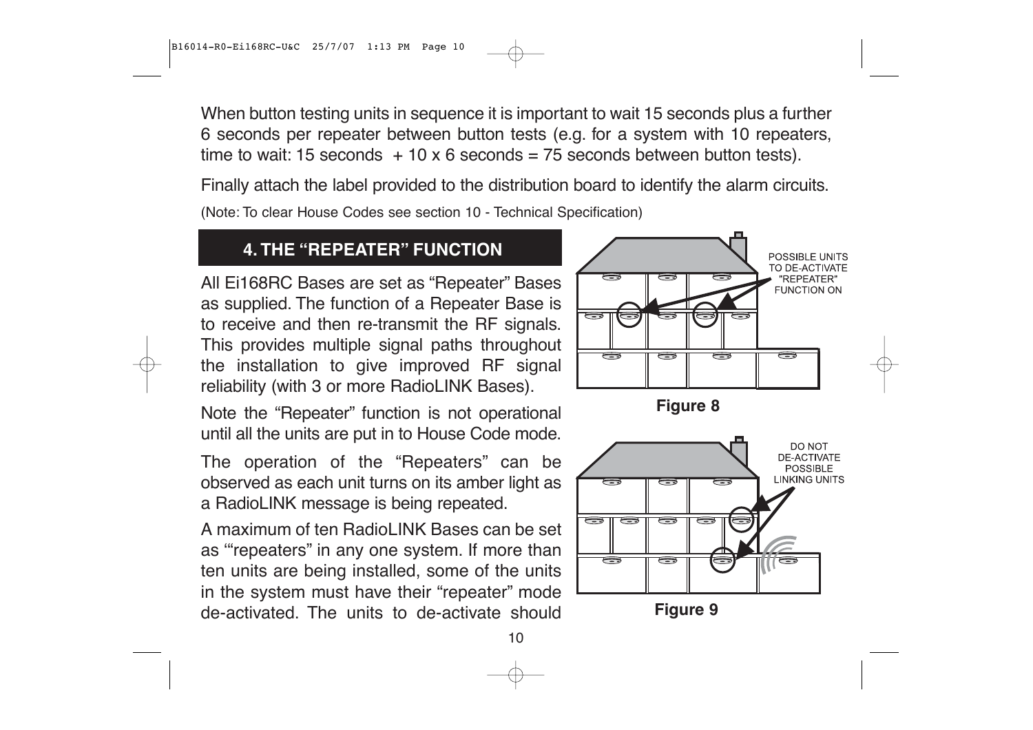When button testing units in sequence it is important to wait 15 seconds plus a further 6 seconds per repeater between button tests (e.g. for a system with 10 repeaters, time to wait: 15 seconds + 10 x 6 seconds = 75 seconds between button tests).

Finally attach the label provided to the distribution board to identify the alarm circuits.

(Note: To clear House Codes see section 10 - Technical Specification)

## 4. THE "REPEATER" FUNCTION

All Ei168RC Bases are set as "Repeater" Bases as supplied. The function of a Repeater Base is to receive and then re-transmit the RF signals. This provides multiple signal paths throughout the installation to give improved RF signal reliability (with 3 or more RadioLINK Bases).

Note the "Repeater" function is not operational until all the units are put in to House Code mode.

The operation of the "Repeaters" can be observed as each unit turns on its amber light as a RadioLINK message is being repeated.

A maximum of ten RadioLINK Bases can be set as '"repeaters" in any one system. If more than ten units are being installed, some of the units in the system must have their "repeater" mode de-activated. The units to de-activate should

POSSIBLE UNITS TO DE-ACTIVATE "REPEATER" FUNCTION ON

**Figure 8**

DO NOT DE-ACTIVATE POSSIBLE LINKING UNITS

**Figure 9**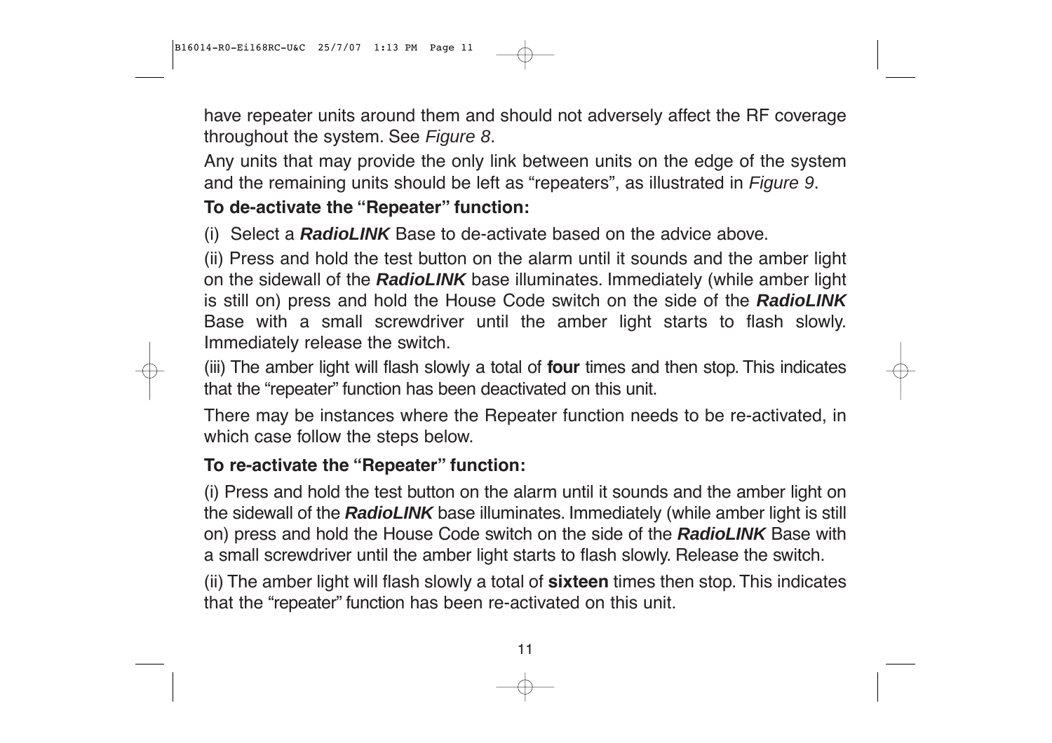have repeater units around them and should not adversely affect the RF coverage throughout the system. See *Figure 8*.

Any units that may provide the only link between units on the edge of the system and the remaining units should be left as "repeaters", as illustrated in *Figure 9*.

**To de-activate the "Repeater" function:**

(i) Select a ***RadioLINK*** Base to de-activate based on the advice above.

(ii) Press and hold the test button on the alarm until it sounds and the amber light on the sidewall of the ***RadioLINK*** base illuminates. Immediately (while amber light is still on) press and hold the House Code switch on the side of the ***RadioLINK*** Base with a small screwdriver until the amber light starts to flash slowly. Immediately release the switch.

(iii) The amber light will flash slowly a total of **four** times and then stop. This indicates that the "repeater" function has been deactivated on this unit.

There may be instances where the Repeater function needs to be re-activated, in which case follow the steps below.

**To re-activate the "Repeater" function:**

(i) Press and hold the test button on the alarm until it sounds and the amber light on the sidewall of the ***RadioLINK*** base illuminates. Immediately (while amber light is still on) press and hold the House Code switch on the side of the ***RadioLINK*** Base with a small screwdriver until the amber light starts to flash slowly. Release the switch.

(ii) The amber light will flash slowly a total of **sixteen** times then stop. This indicates that the "repeater" function has been re-activated on this unit.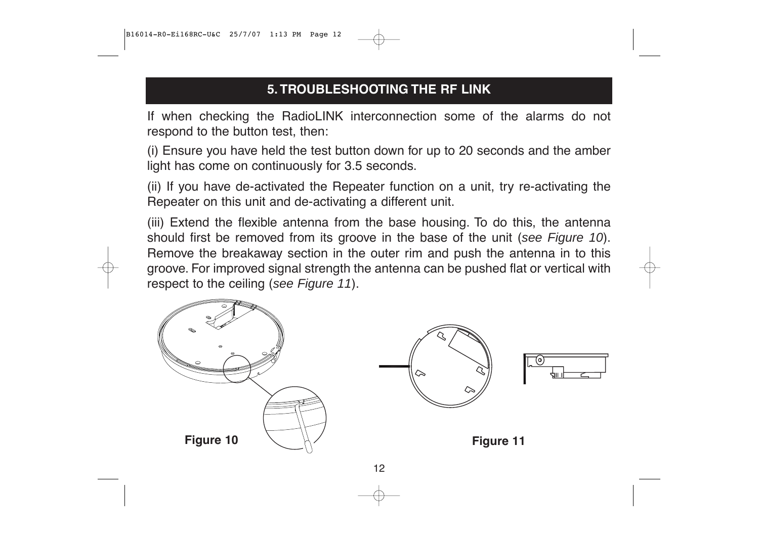## 5. TROUBLESHOOTING THE RF LINK

If when checking the RadioLINK interconnection some of the alarms do not respond to the button test, then:

(i) Ensure you have held the test button down for up to 20 seconds and the amber light has come on continuously for 3.5 seconds.

(ii) If you have de-activated the Repeater function on a unit, try re-activating the Repeater on this unit and de-activating a different unit.

(iii) Extend the flexible antenna from the base housing. To do this, the antenna should first be removed from its groove in the base of the unit (*see Figure 10*). Remove the breakaway section in the outer rim and push the antenna in to this groove. For improved signal strength the antenna can be pushed flat or vertical with respect to the ceiling (*see Figure 11*).

**Figure 10**

**Figure 11**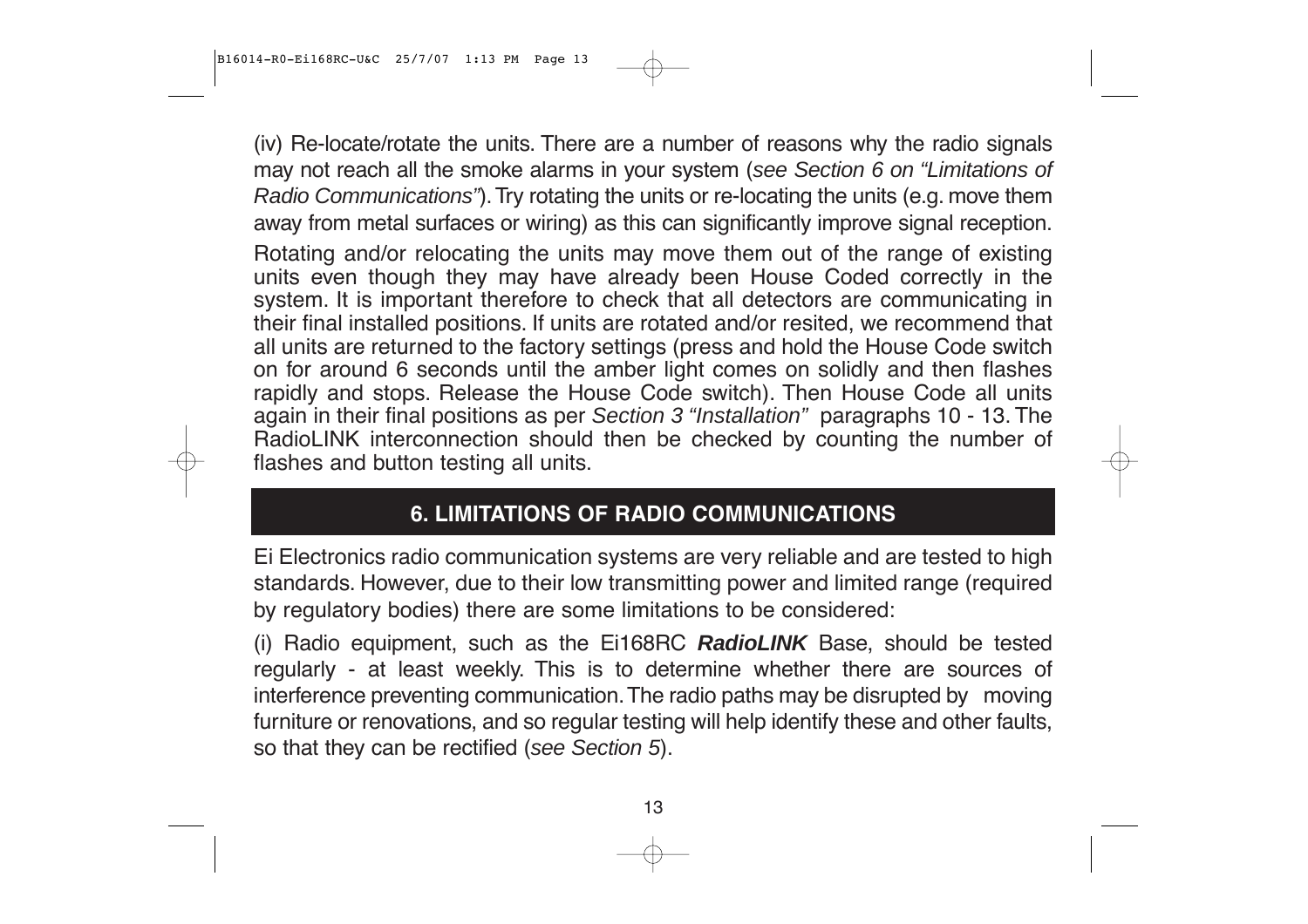(iv) Re-locate/rotate the units. There are a number of reasons why the radio signals may not reach all the smoke alarms in your system (*see Section 6 on "Limitations of Radio Communications"*). Try rotating the units or re-locating the units (e.g. move them away from metal surfaces or wiring) as this can significantly improve signal reception.

Rotating and/or relocating the units may move them out of the range of existing units even though they may have already been House Coded correctly in the system. It is important therefore to check that all detectors are communicating in their final installed positions. If units are rotated and/or resited, we recommend that all units are returned to the factory settings (press and hold the House Code switch on for around 6 seconds until the amber light comes on solidly and then flashes rapidly and stops. Release the House Code switch). Then House Code all units again in their final positions as per *Section 3 "Installation"* paragraphs 10 - 13. The RadioLINK interconnection should then be checked by counting the number of flashes and button testing all units.

## 6. LIMITATIONS OF RADIO COMMUNICATIONS

Ei Electronics radio communication systems are very reliable and are tested to high standards. However, due to their low transmitting power and limited range (required by regulatory bodies) there are some limitations to be considered:

(i) Radio equipment, such as the Ei168RC ***RadioLINK*** Base, should be tested regularly - at least weekly. This is to determine whether there are sources of interference preventing communication. The radio paths may be disrupted by moving furniture or renovations, and so regular testing will help identify these and other faults, so that they can be rectified (*see Section 5*).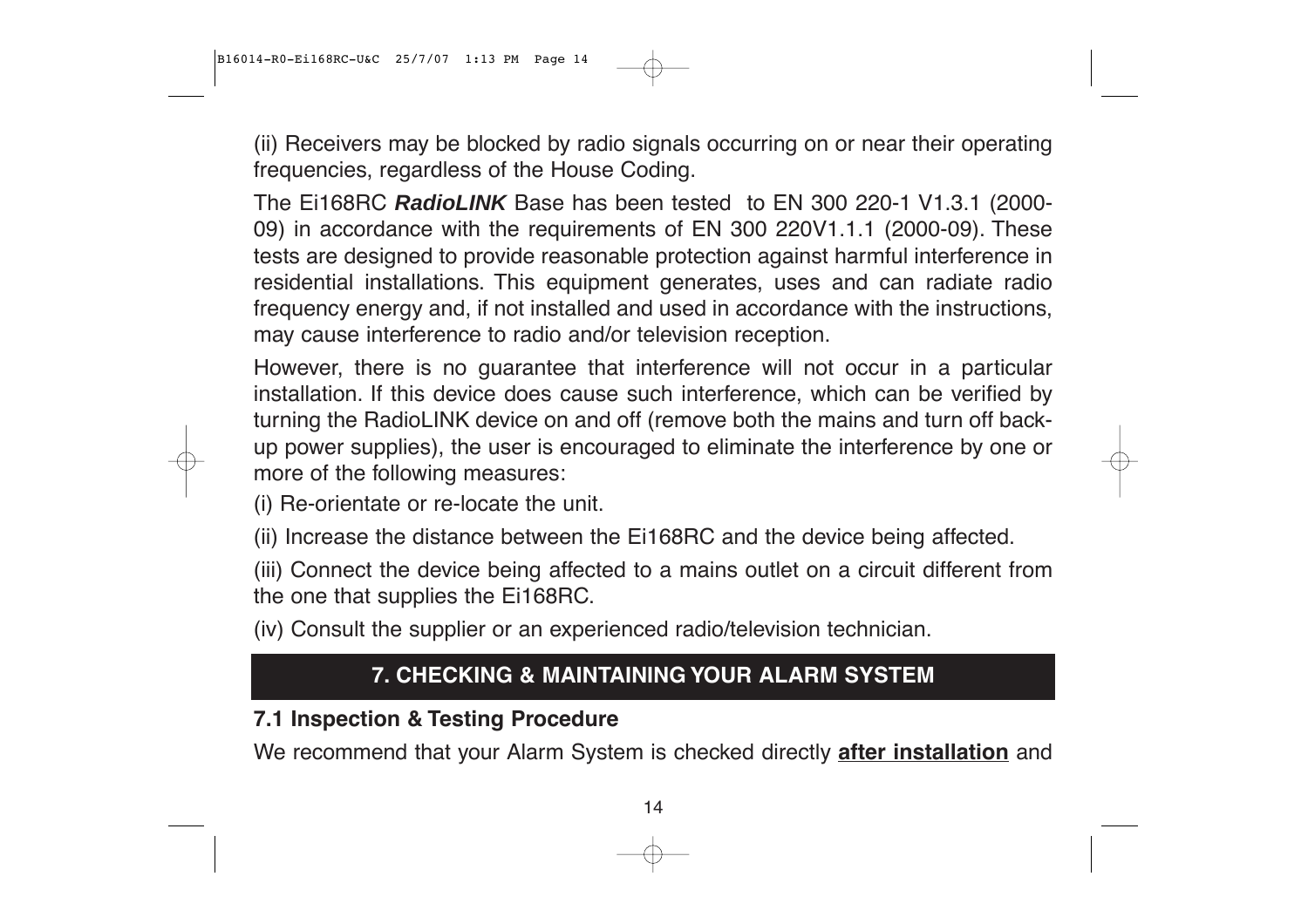(ii) Receivers may be blocked by radio signals occurring on or near their operating frequencies, regardless of the House Coding.

The Ei168RC ***RadioLINK*** Base has been tested to EN 300 220-1 V1.3.1 (2000-09) in accordance with the requirements of EN 300 220V1.1.1 (2000-09). These tests are designed to provide reasonable protection against harmful interference in residential installations. This equipment generates, uses and can radiate radio frequency energy and, if not installed and used in accordance with the instructions, may cause interference to radio and/or television reception.

However, there is no guarantee that interference will not occur in a particular installation. If this device does cause such interference, which can be verified by turning the RadioLINK device on and off (remove both the mains and turn off back-up power supplies), the user is encouraged to eliminate the interference by one or more of the following measures:

(i) Re-orientate or re-locate the unit.

(ii) Increase the distance between the Ei168RC and the device being affected.

(iii) Connect the device being affected to a mains outlet on a circuit different from the one that supplies the Ei168RC.

(iv) Consult the supplier or an experienced radio/television technician.

## 7. CHECKING & MAINTAINING YOUR ALARM SYSTEM

### 7.1 Inspection & Testing Procedure

We recommend that your Alarm System is checked directly **after installation** and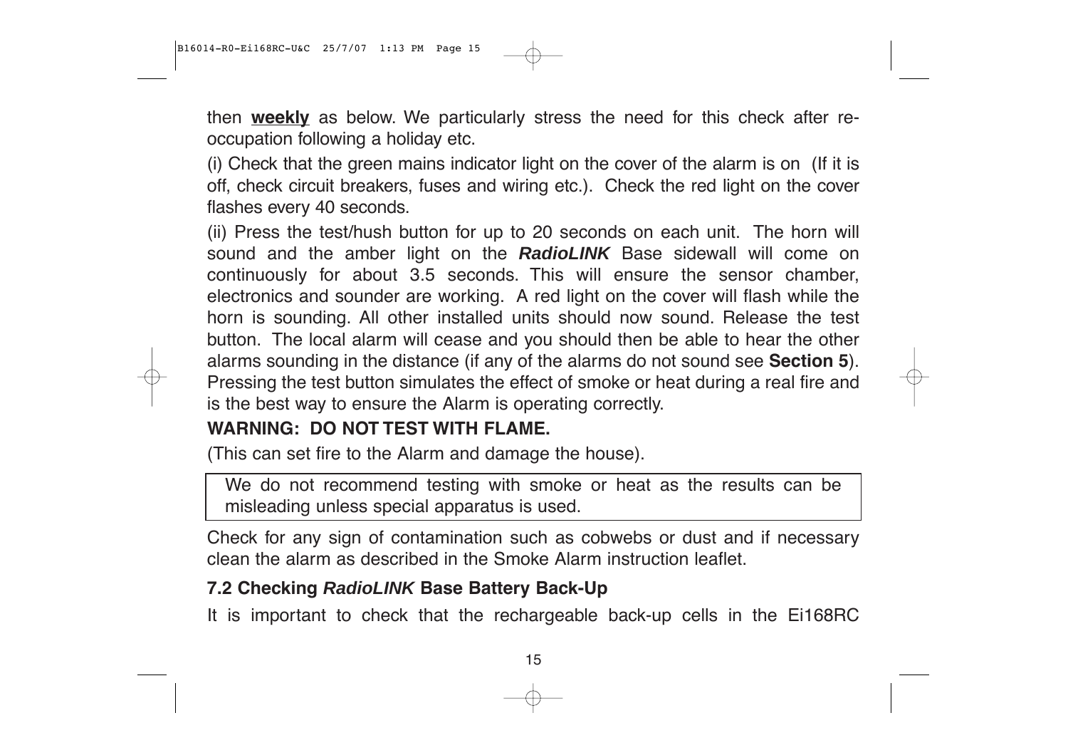then **weekly** as below. We particularly stress the need for this check after re-occupation following a holiday etc.

(i) Check that the green mains indicator light on the cover of the alarm is on (If it is off, check circuit breakers, fuses and wiring etc.). Check the red light on the cover flashes every 40 seconds.

(ii) Press the test/hush button for up to 20 seconds on each unit. The horn will sound and the amber light on the ***RadioLINK*** Base sidewall will come on continuously for about 3.5 seconds. This will ensure the sensor chamber, electronics and sounder are working. A red light on the cover will flash while the horn is sounding. All other installed units should now sound. Release the test button. The local alarm will cease and you should then be able to hear the other alarms sounding in the distance (if any of the alarms do not sound see **Section 5**). Pressing the test button simulates the effect of smoke or heat during a real fire and is the best way to ensure the Alarm is operating correctly.

**WARNING: DO NOT TEST WITH FLAME.**

(This can set fire to the Alarm and damage the house).

> We do not recommend testing with smoke or heat as the results can be misleading unless special apparatus is used.

Check for any sign of contamination such as cobwebs or dust and if necessary clean the alarm as described in the Smoke Alarm instruction leaflet.

### 7.2 Checking *RadioLINK* Base Battery Back-Up

It is important to check that the rechargeable back-up cells in the Ei168RC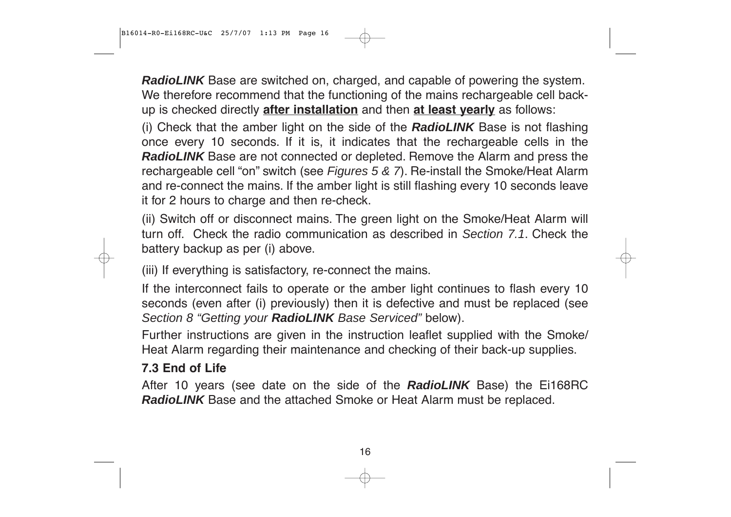***RadioLINK*** Base are switched on, charged, and capable of powering the system. We therefore recommend that the functioning of the mains rechargeable cell back-up is checked directly **after installation** and then **at least yearly** as follows:

(i) Check that the amber light on the side of the ***RadioLINK*** Base is not flashing once every 10 seconds. If it is, it indicates that the rechargeable cells in the ***RadioLINK*** Base are not connected or depleted. Remove the Alarm and press the rechargeable cell "on" switch (see *Figures 5 & 7*). Re-install the Smoke/Heat Alarm and re-connect the mains. If the amber light is still flashing every 10 seconds leave it for 2 hours to charge and then re-check.

(ii) Switch off or disconnect mains. The green light on the Smoke/Heat Alarm will turn off. Check the radio communication as described in *Section 7.1*. Check the battery backup as per (i) above.

(iii) If everything is satisfactory, re-connect the mains.

If the interconnect fails to operate or the amber light continues to flash every 10 seconds (even after (i) previously) then it is defective and must be replaced (see *Section 8 "Getting your **RadioLINK** Base Serviced"* below).

Further instructions are given in the instruction leaflet supplied with the Smoke/Heat Alarm regarding their maintenance and checking of their back-up supplies.

### 7.3 End of Life

After 10 years (see date on the side of the ***RadioLINK*** Base) the Ei168RC ***RadioLINK*** Base and the attached Smoke or Heat Alarm must be replaced.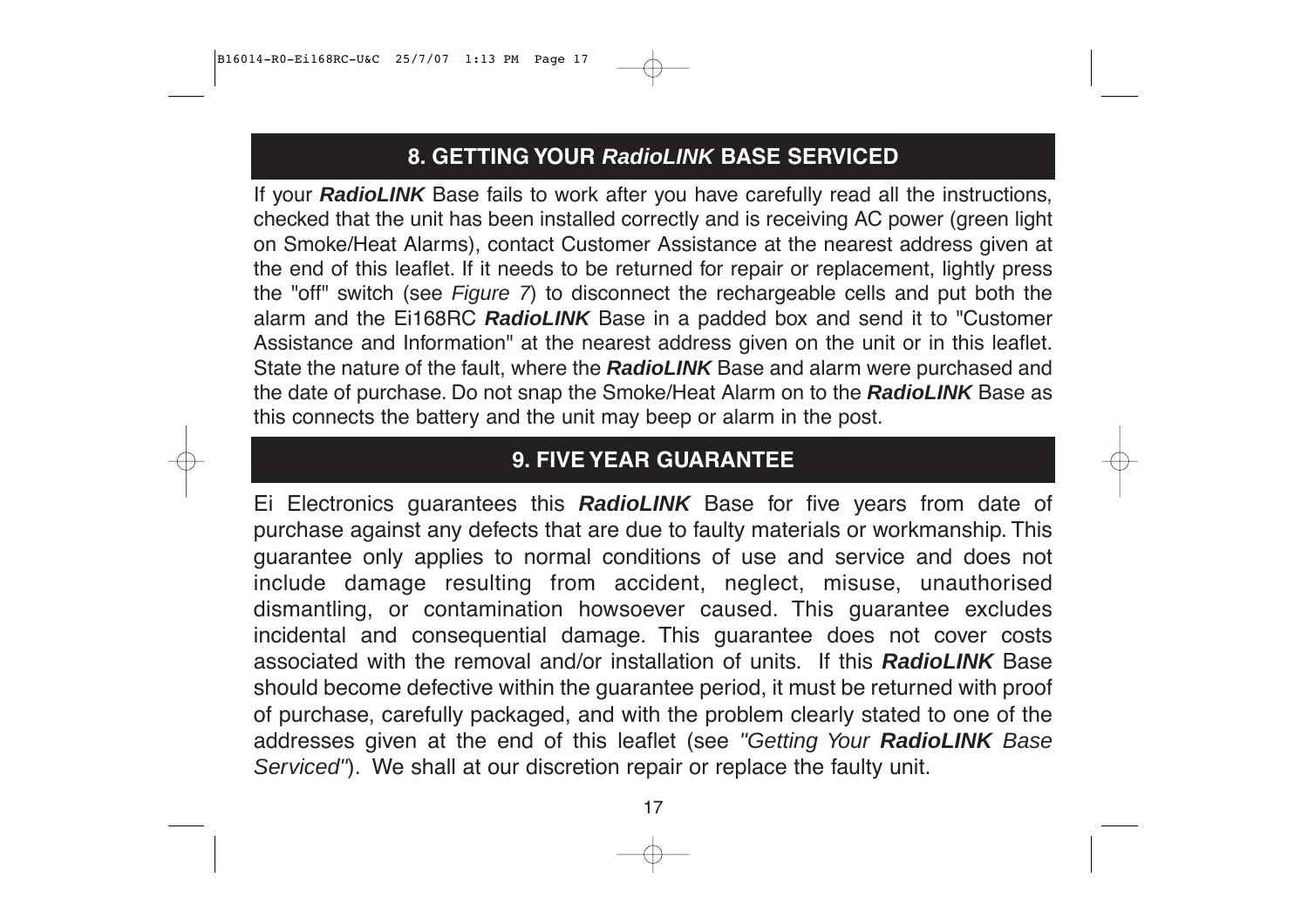## 8. GETTING YOUR *RadioLINK* BASE SERVICED

If your ***RadioLINK*** Base fails to work after you have carefully read all the instructions, checked that the unit has been installed correctly and is receiving AC power (green light on Smoke/Heat Alarms), contact Customer Assistance at the nearest address given at the end of this leaflet. If it needs to be returned for repair or replacement, lightly press the "off" switch (see *Figure 7*) to disconnect the rechargeable cells and put both the alarm and the Ei168RC ***RadioLINK*** Base in a padded box and send it to "Customer Assistance and Information" at the nearest address given on the unit or in this leaflet. State the nature of the fault, where the ***RadioLINK*** Base and alarm were purchased and the date of purchase. Do not snap the Smoke/Heat Alarm on to the ***RadioLINK*** Base as this connects the battery and the unit may beep or alarm in the post.

## 9. FIVE YEAR GUARANTEE

Ei Electronics guarantees this ***RadioLINK*** Base for five years from date of purchase against any defects that are due to faulty materials or workmanship. This guarantee only applies to normal conditions of use and service and does not include damage resulting from accident, neglect, misuse, unauthorised dismantling, or contamination howsoever caused. This guarantee excludes incidental and consequential damage. This guarantee does not cover costs associated with the removal and/or installation of units. If this ***RadioLINK*** Base should become defective within the guarantee period, it must be returned with proof of purchase, carefully packaged, and with the problem clearly stated to one of the addresses given at the end of this leaflet (see *"Getting Your* ***RadioLINK*** *Base Serviced"*). We shall at our discretion repair or replace the faulty unit.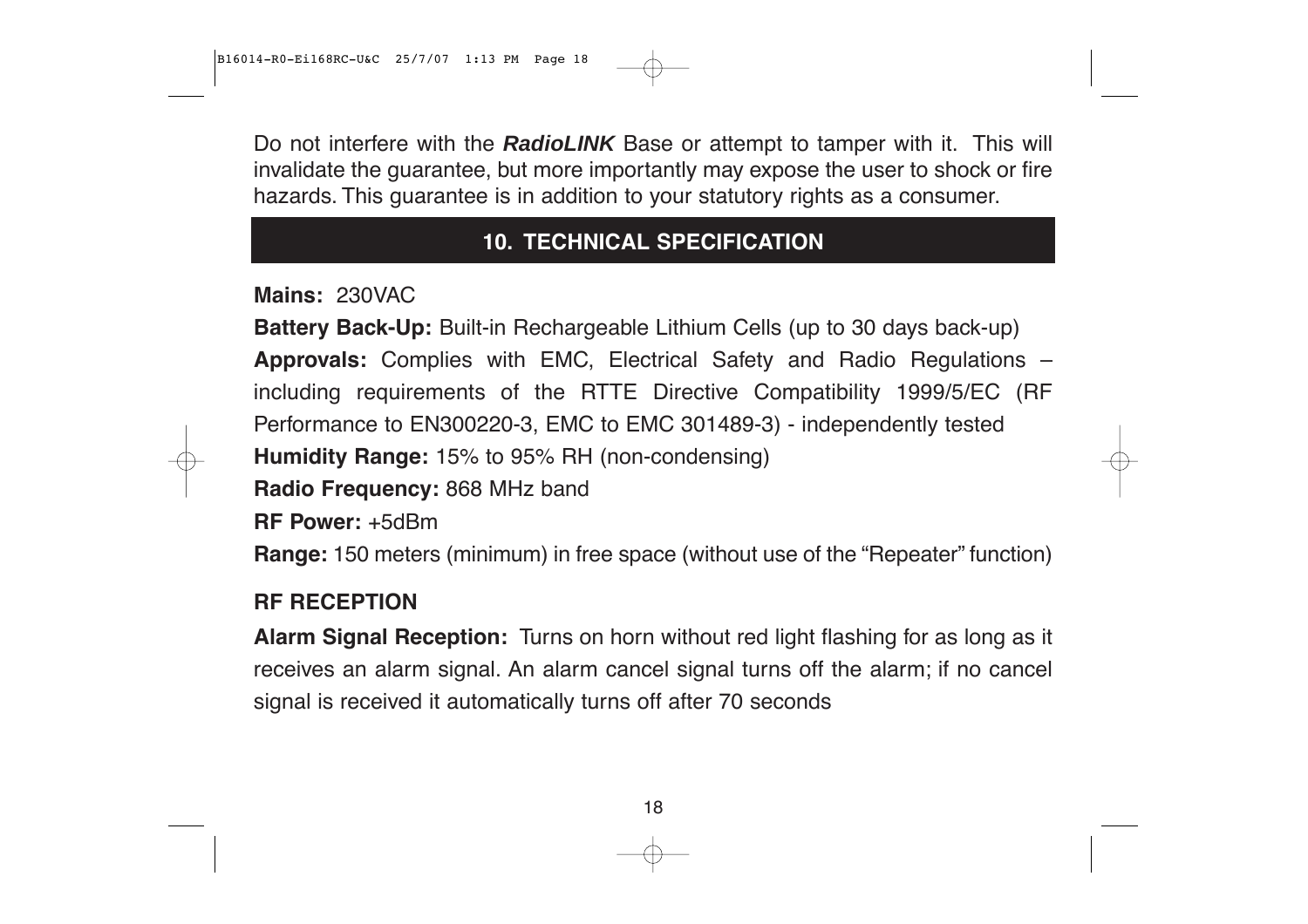Do not interfere with the ***RadioLINK*** Base or attempt to tamper with it. This will invalidate the guarantee, but more importantly may expose the user to shock or fire hazards. This guarantee is in addition to your statutory rights as a consumer.

## 10. TECHNICAL SPECIFICATION

**Mains:** 230VAC

**Battery Back-Up:** Built-in Rechargeable Lithium Cells (up to 30 days back-up)

**Approvals:** Complies with EMC, Electrical Safety and Radio Regulations – including requirements of the RTTE Directive Compatibility 1999/5/EC (RF Performance to EN300220-3, EMC to EMC 301489-3) - independently tested

**Humidity Range:** 15% to 95% RH (non-condensing)

**Radio Frequency:** 868 MHz band

**RF Power:** +5dBm

**Range:** 150 meters (minimum) in free space (without use of the “Repeater” function)

### RF RECEPTION

**Alarm Signal Reception:** Turns on horn without red light flashing for as long as it receives an alarm signal. An alarm cancel signal turns off the alarm; if no cancel signal is received it automatically turns off after 70 seconds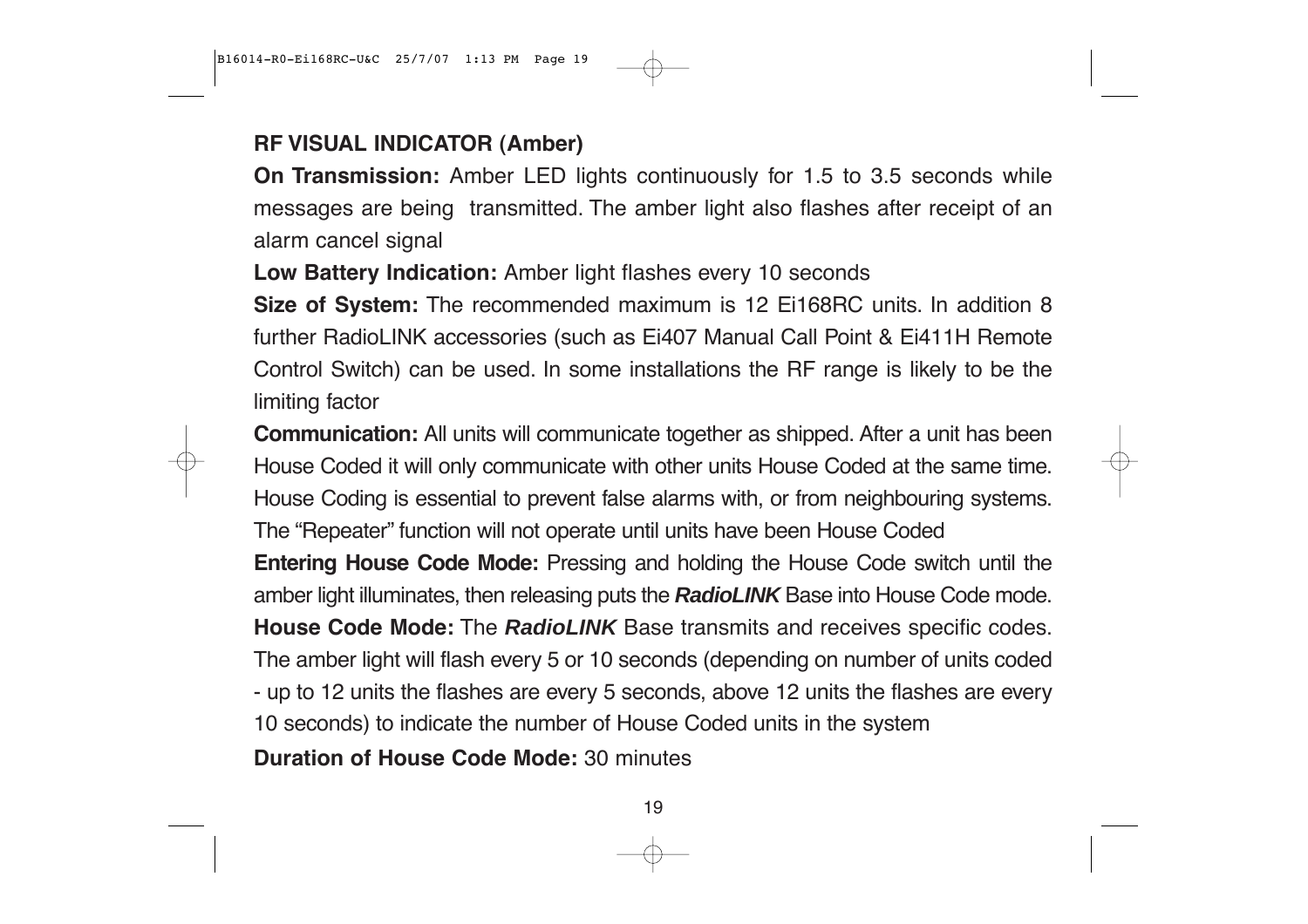**RF VISUAL INDICATOR (Amber)**

**On Transmission:** Amber LED lights continuously for 1.5 to 3.5 seconds while messages are being transmitted. The amber light also flashes after receipt of an alarm cancel signal

**Low Battery Indication:** Amber light flashes every 10 seconds

**Size of System:** The recommended maximum is 12 Ei168RC units. In addition 8 further RadioLINK accessories (such as Ei407 Manual Call Point & Ei411H Remote Control Switch) can be used. In some installations the RF range is likely to be the limiting factor

**Communication:** All units will communicate together as shipped. After a unit has been House Coded it will only communicate with other units House Coded at the same time. House Coding is essential to prevent false alarms with, or from neighbouring systems. The "Repeater" function will not operate until units have been House Coded

**Entering House Code Mode:** Pressing and holding the House Code switch until the amber light illuminates, then releasing puts the ***RadioLINK*** Base into House Code mode.

**House Code Mode:** The ***RadioLINK*** Base transmits and receives specific codes. The amber light will flash every 5 or 10 seconds (depending on number of units coded - up to 12 units the flashes are every 5 seconds, above 12 units the flashes are every 10 seconds) to indicate the number of House Coded units in the system

**Duration of House Code Mode:** 30 minutes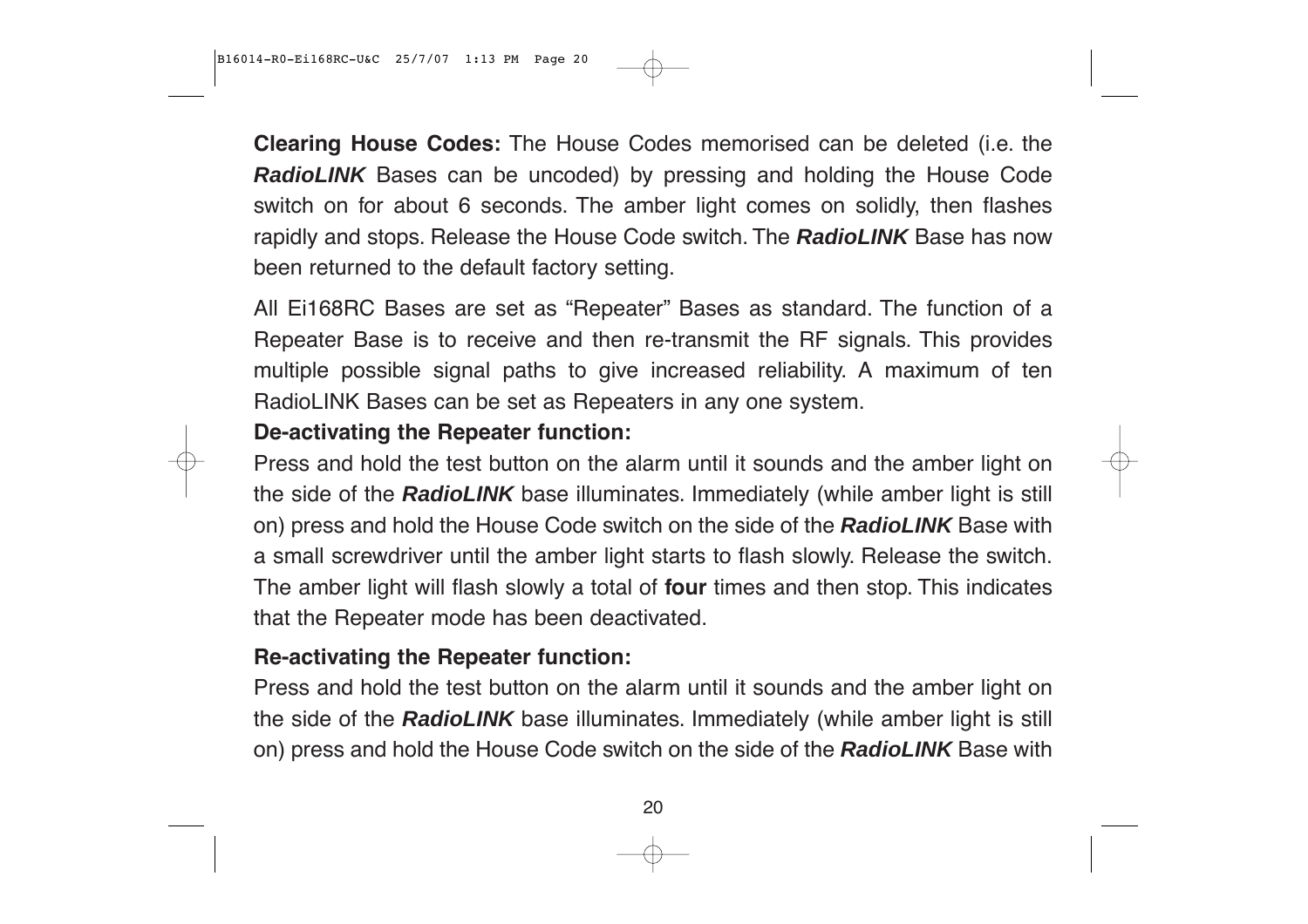**Clearing House Codes:** The House Codes memorised can be deleted (i.e. the ***RadioLINK*** Bases can be uncoded) by pressing and holding the House Code switch on for about 6 seconds. The amber light comes on solidly, then flashes rapidly and stops. Release the House Code switch. The ***RadioLINK*** Base has now been returned to the default factory setting.

All Ei168RC Bases are set as "Repeater" Bases as standard. The function of a Repeater Base is to receive and then re-transmit the RF signals. This provides multiple possible signal paths to give increased reliability. A maximum of ten RadioLINK Bases can be set as Repeaters in any one system.

**De-activating the Repeater function:**

Press and hold the test button on the alarm until it sounds and the amber light on the side of the ***RadioLINK*** base illuminates. Immediately (while amber light is still on) press and hold the House Code switch on the side of the ***RadioLINK*** Base with a small screwdriver until the amber light starts to flash slowly. Release the switch. The amber light will flash slowly a total of **four** times and then stop. This indicates that the Repeater mode has been deactivated.

**Re-activating the Repeater function:**

Press and hold the test button on the alarm until it sounds and the amber light on the side of the ***RadioLINK*** base illuminates. Immediately (while amber light is still on) press and hold the House Code switch on the side of the ***RadioLINK*** Base with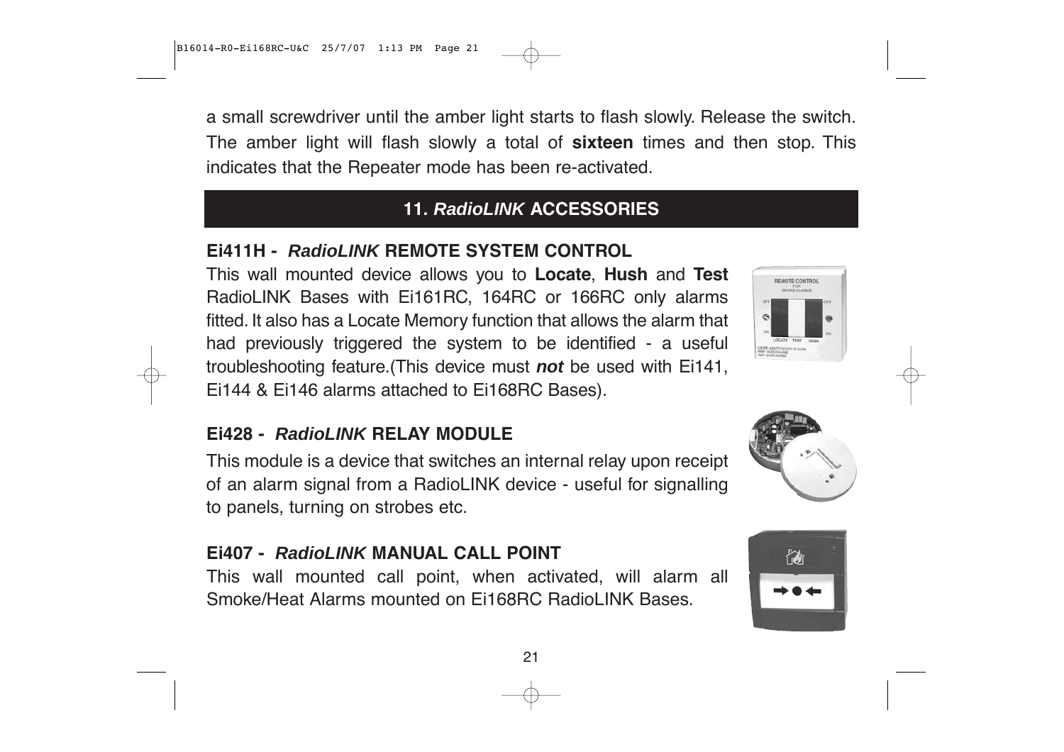a small screwdriver until the amber light starts to flash slowly. Release the switch. The amber light will flash slowly a total of **sixteen** times and then stop. This indicates that the Repeater mode has been re-activated.

## 11. *RadioLINK* ACCESSORIES

### Ei411H - *RadioLINK* REMOTE SYSTEM CONTROL

This wall mounted device allows you to **Locate**, **Hush** and **Test** RadioLINK Bases with Ei161RC, 164RC or 166RC only alarms fitted. It also has a Locate Memory function that allows the alarm that had previously triggered the system to be identified - a useful troubleshooting feature.(This device must ***not*** be used with Ei141, Ei144 & Ei146 alarms attached to Ei168RC Bases).

### Ei428 - *RadioLINK* RELAY MODULE

This module is a device that switches an internal relay upon receipt of an alarm signal from a RadioLINK device - useful for signalling to panels, turning on strobes etc.

### Ei407 - *RadioLINK* MANUAL CALL POINT

This wall mounted call point, when activated, will alarm all Smoke/Heat Alarms mounted on Ei168RC RadioLINK Bases.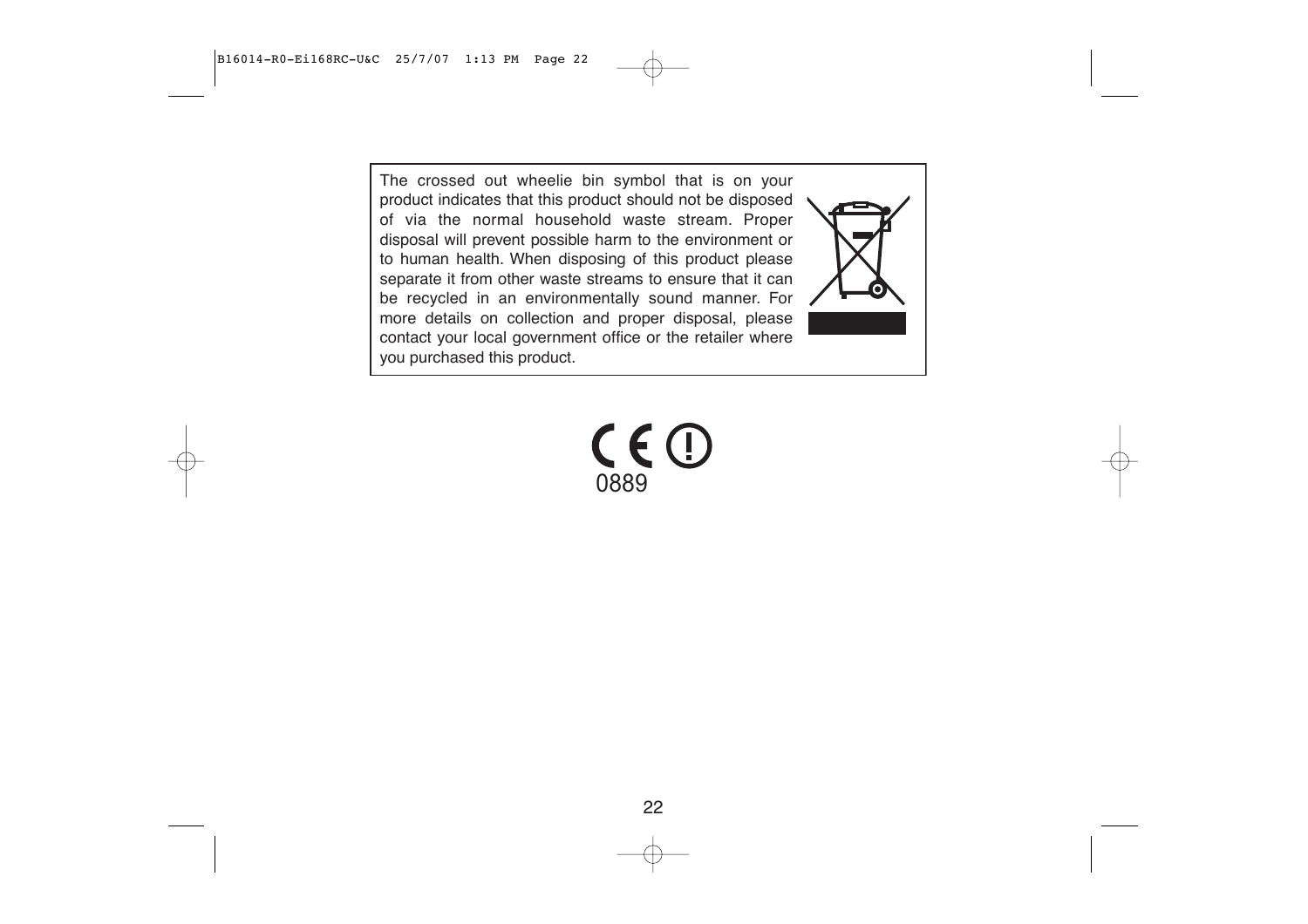The crossed out wheelie bin symbol that is on your product indicates that this product should not be disposed of via the normal household waste stream. Proper disposal will prevent possible harm to the environment or to human health. When disposing of this product please separate it from other waste streams to ensure that it can be recycled in an environmentally sound manner. For more details on collection and proper disposal, please contact your local government office or the retailer where you purchased this product.

CE 0889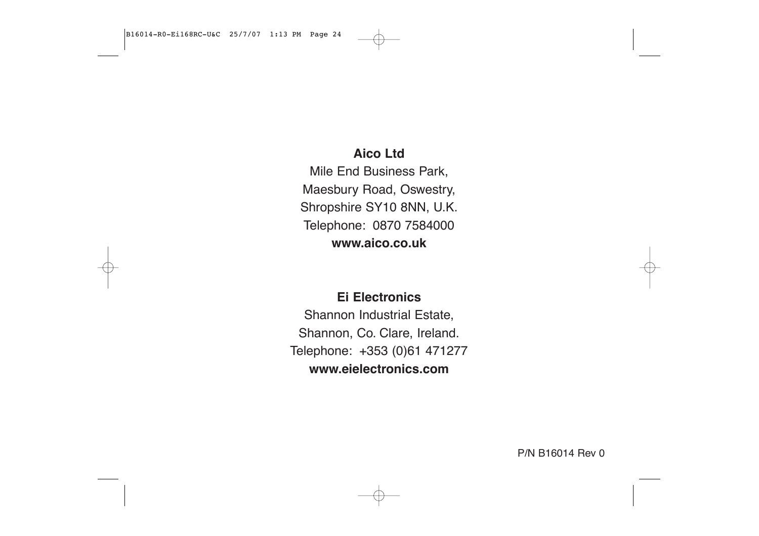**Aico Ltd**

Mile End Business Park,
Maesbury Road, Oswestry,
Shropshire SY10 8NN, U.K.
Telephone: 0870 7584000
**www.aico.co.uk**

**Ei Electronics**

Shannon Industrial Estate,
Shannon, Co. Clare, Ireland.
Telephone: +353 (0)61 471277
**www.eielectronics.com**

P/N B16014 Rev 0